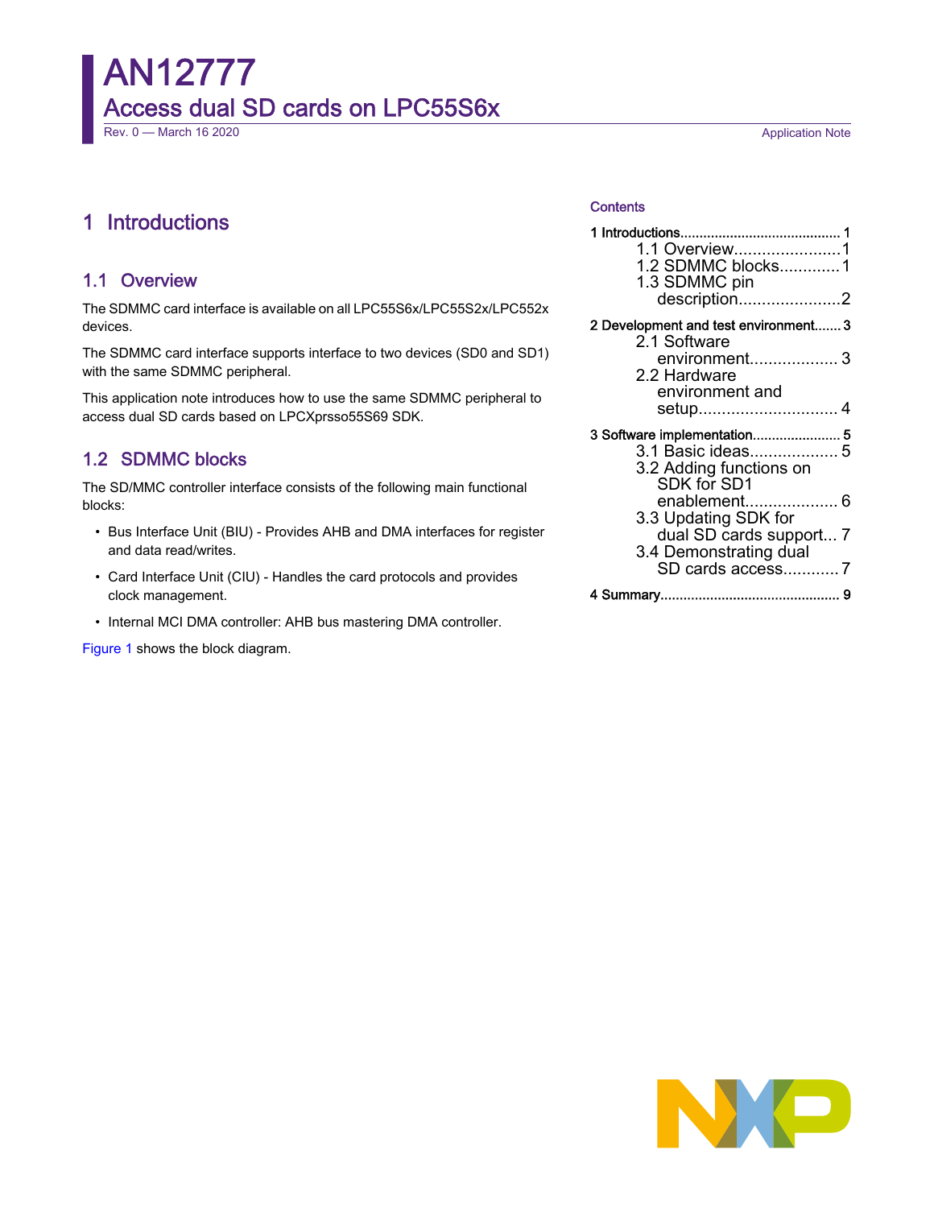# AN12777
## Access dual SD cards on LPC55S6x

Rev. 0 — March 16 2020

Application Note

Contents

- 1 Introductions.......................................... 1
  - 1.1 Overview....................... 1
  - 1.2 SDMMC blocks............. 1
  - 1.3 SDMMC pin description...................... 2
- 2 Development and test environment....... 3
  - 2.1 Software environment.................. 3
  - 2.2 Hardware environment and setup.............................. 4
- 3 Software implementation....................... 5
  - 3.1 Basic ideas................... 5
  - 3.2 Adding functions on SDK for SD1 enablement................... 6
  - 3.3 Updating SDK for dual SD cards support... 7
  - 3.4 Demonstrating dual SD cards access............ 7
- 4 Summary............................................... 9

## 1 Introductions

### 1.1 Overview

The SDMMC card interface is available on all LPC55S6x/LPC55S2x/LPC552x devices.

The SDMMC card interface supports interface to two devices (SD0 and SD1) with the same SDMMC peripheral.

This application note introduces how to use the same SDMMC peripheral to access dual SD cards based on LPCXprsso55S69 SDK.

### 1.2 SDMMC blocks

The SD/MMC controller interface consists of the following main functional blocks:

- Bus Interface Unit (BIU) - Provides AHB and DMA interfaces for register and data read/writes.
- Card Interface Unit (CIU) - Handles the card protocols and provides clock management.
- Internal MCI DMA controller: AHB bus mastering DMA controller.

Figure 1 shows the block diagram.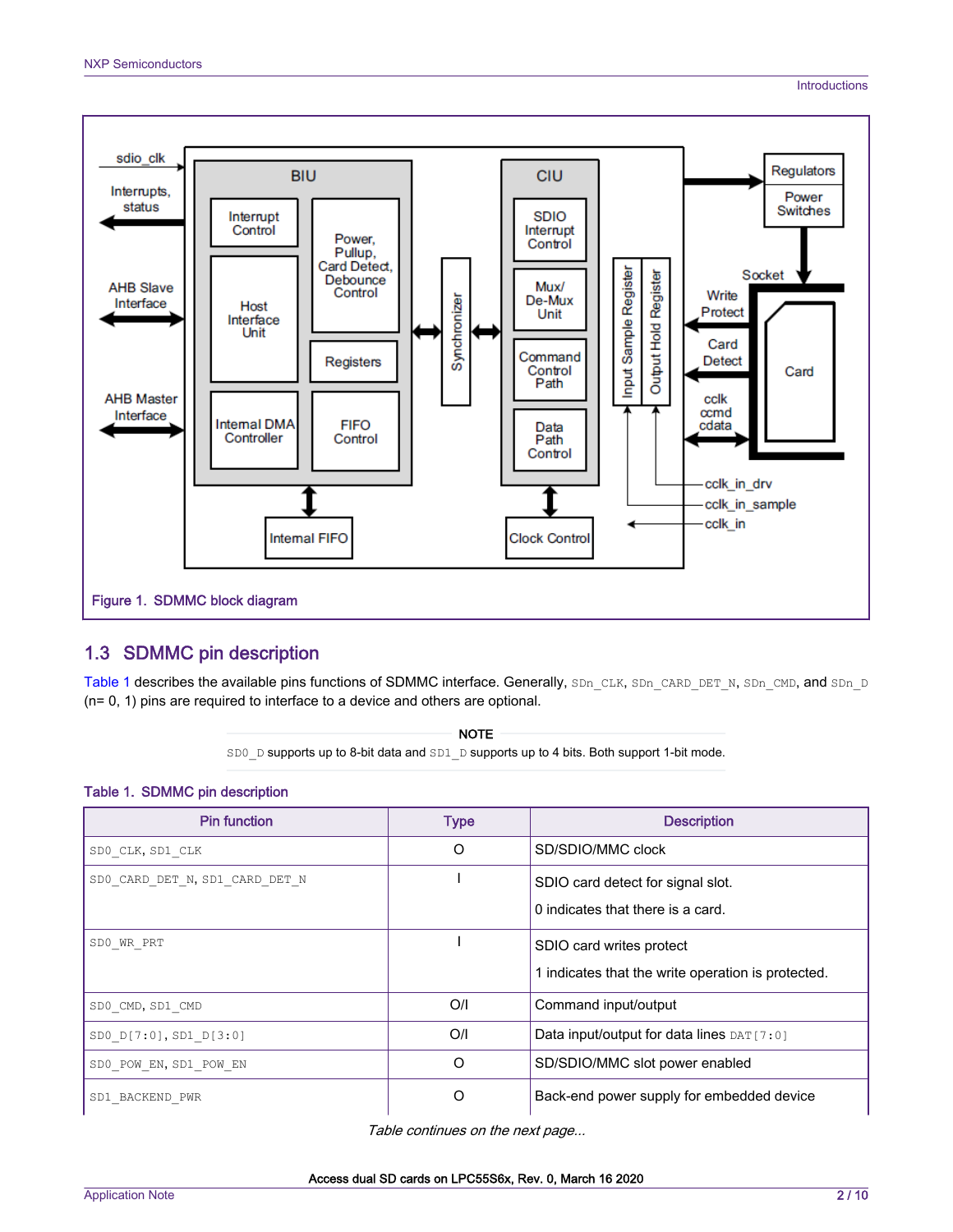Figure 1. SDMMC block diagram

## 1.3 SDMMC pin description

Table 1 describes the available pins functions of SDMMC interface. Generally, SDn_CLK, SDn_CARD_DET_N, SDn_CMD, and SDn_D (n= 0, 1) pins are required to interface to a device and others are optional.

**NOTE**

SD0_D supports up to 8-bit data and SD1_D supports up to 4 bits. Both support 1-bit mode.

Table 1. SDMMC pin description

| Pin function | Type | Description |
|---|---|---|
| SD0_CLK, SD1_CLK | O | SD/SDIO/MMC clock |
| SD0_CARD_DET_N, SD1_CARD_DET_N | I | SDIO card detect for signal slot.<br>0 indicates that there is a card. |
| SD0_WR_PRT | I | SDIO card writes protect<br>1 indicates that the write operation is protected. |
| SD0_CMD, SD1_CMD | O/I | Command input/output |
| SD0_D[7:0], SD1_D[3:0] | O/I | Data input/output for data lines DAT[7:0] |
| SD0_POW_EN, SD1_POW_EN | O | SD/SDIO/MMC slot power enabled |
| SD1_BACKEND_PWR | O | Back-end power supply for embedded device |

*Table continues on the next page...*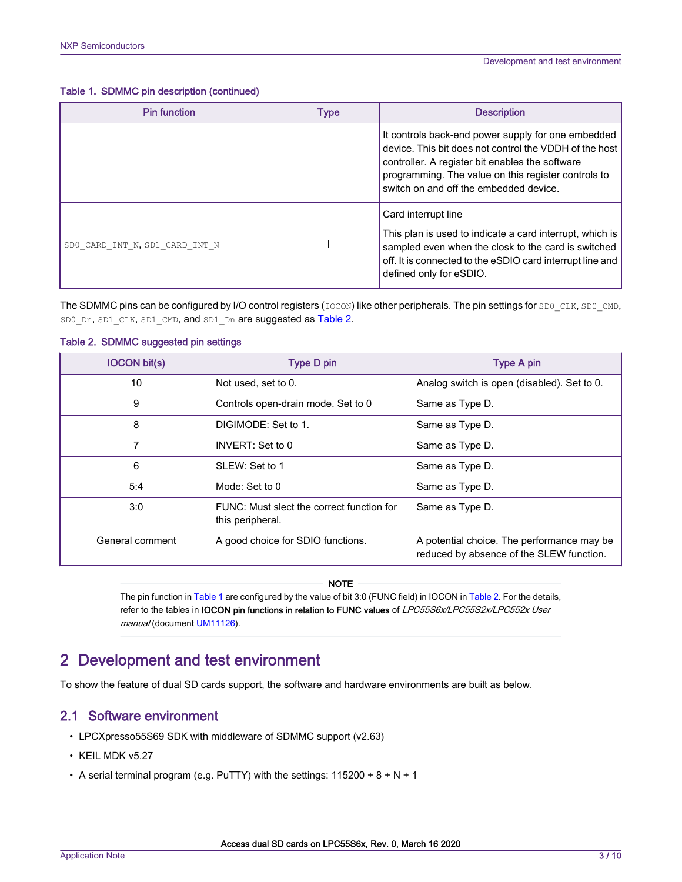Table 1. SDMMC pin description (continued)

| Pin function | Type | Description |
|---|---|---|
| | | It controls back-end power supply for one embedded device. This bit does not control the VDDH of the host controller. A register bit enables the software programming. The value on this register controls to switch on and off the embedded device. |
| SD0_CARD_INT_N, SD1_CARD_INT_N | I | Card interrupt line<br><br>This plan is used to indicate a card interrupt, which is sampled even when the closk to the card is switched off. It is connected to the eSDIO card interrupt line and defined only for eSDIO. |

The SDMMC pins can be configured by I/O control registers (IOCON) like other peripherals. The pin settings for SD0_CLK, SD0_CMD, SD0_Dn, SD1_CLK, SD1_CMD, and SD1_Dn are suggested as Table 2.

Table 2. SDMMC suggested pin settings

| IOCON bit(s) | Type D pin | Type A pin |
|---|---|---|
| 10 | Not used, set to 0. | Analog switch is open (disabled). Set to 0. |
| 9 | Controls open-drain mode. Set to 0 | Same as Type D. |
| 8 | DIGIMODE: Set to 1. | Same as Type D. |
| 7 | INVERT: Set to 0 | Same as Type D. |
| 6 | SLEW: Set to 1 | Same as Type D. |
| 5:4 | Mode: Set to 0 | Same as Type D. |
| 3:0 | FUNC: Must slect the correct function for this peripheral. | Same as Type D. |
| General comment | A good choice for SDIO functions. | A potential choice. The performance may be reduced by absence of the SLEW function. |

**NOTE**

The pin function in Table 1 are configured by the value of bit 3:0 (FUNC field) in IOCON in Table 2. For the details, refer to the tables in **IOCON pin functions in relation to FUNC values** of *LPC55S6x/LPC55S2x/LPC552x User manual* (document UM11126).

# 2 Development and test environment

To show the feature of dual SD cards support, the software and hardware environments are built as below.

## 2.1 Software environment

- LPCXpresso55S69 SDK with middleware of SDMMC support (v2.63)
- KEIL MDK v5.27
- A serial terminal program (e.g. PuTTY) with the settings: 115200 + 8 + N + 1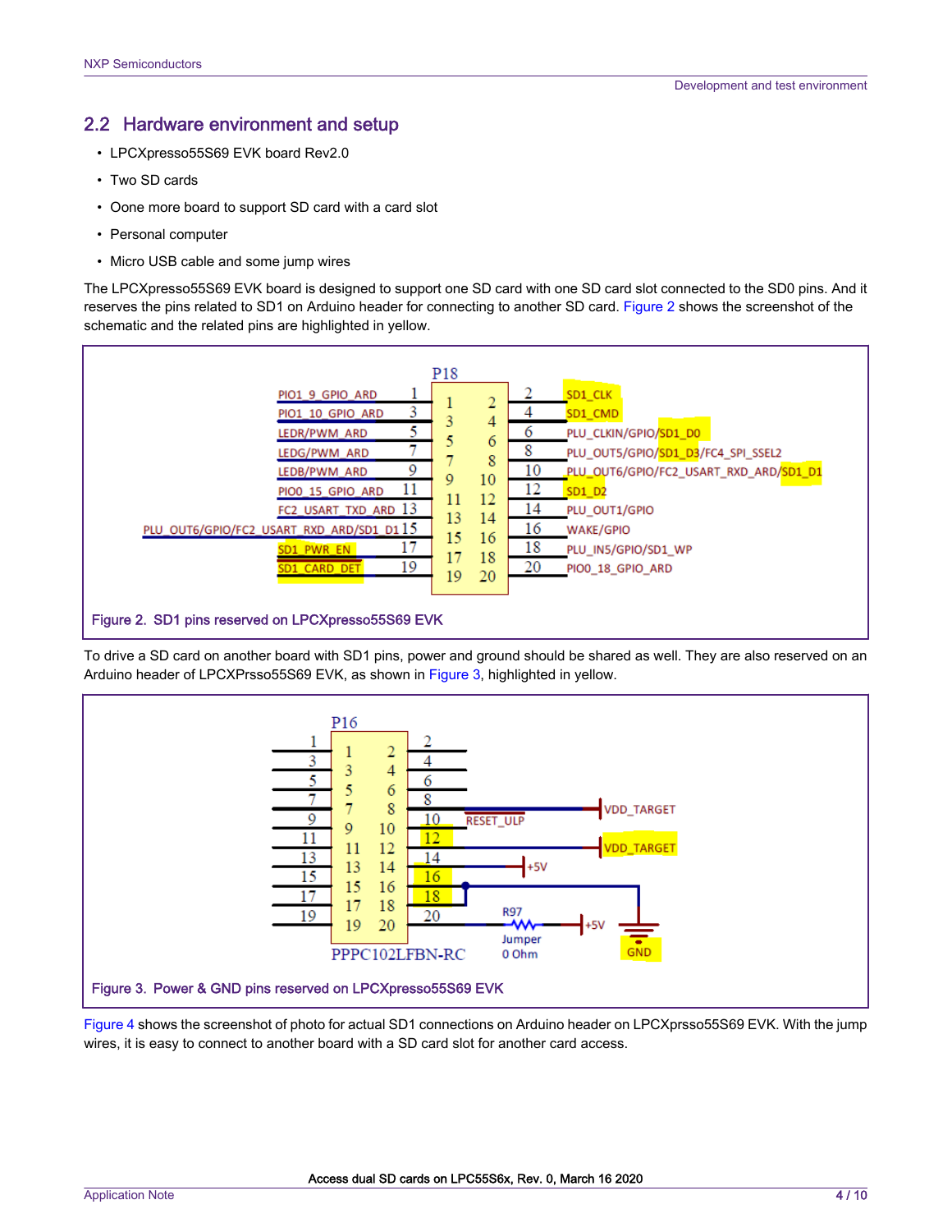## 2.2 Hardware environment and setup

- LPCXpresso55S69 EVK board Rev2.0
- Two SD cards
- Oone more board to support SD card with a card slot
- Personal computer
- Micro USB cable and some jump wires

The LPCXpresso55S69 EVK board is designed to support one SD card with one SD card slot connected to the SD0 pins. And it reserves the pins related to SD1 on Arduino header for connecting to another SD card. Figure 2 shows the screenshot of the schematic and the related pins are highlighted in yellow.

Figure 2. SD1 pins reserved on LPCXpresso55S69 EVK

To drive a SD card on another board with SD1 pins, power and ground should be shared as well. They are also reserved on an Arduino header of LPCXPrsso55S69 EVK, as shown in Figure 3, highlighted in yellow.

Figure 3. Power & GND pins reserved on LPCXpresso55S69 EVK

Figure 4 shows the screenshot of photo for actual SD1 connections on Arduino header on LPCXprsso55S69 EVK. With the jump wires, it is easy to connect to another board with a SD card slot for another card access.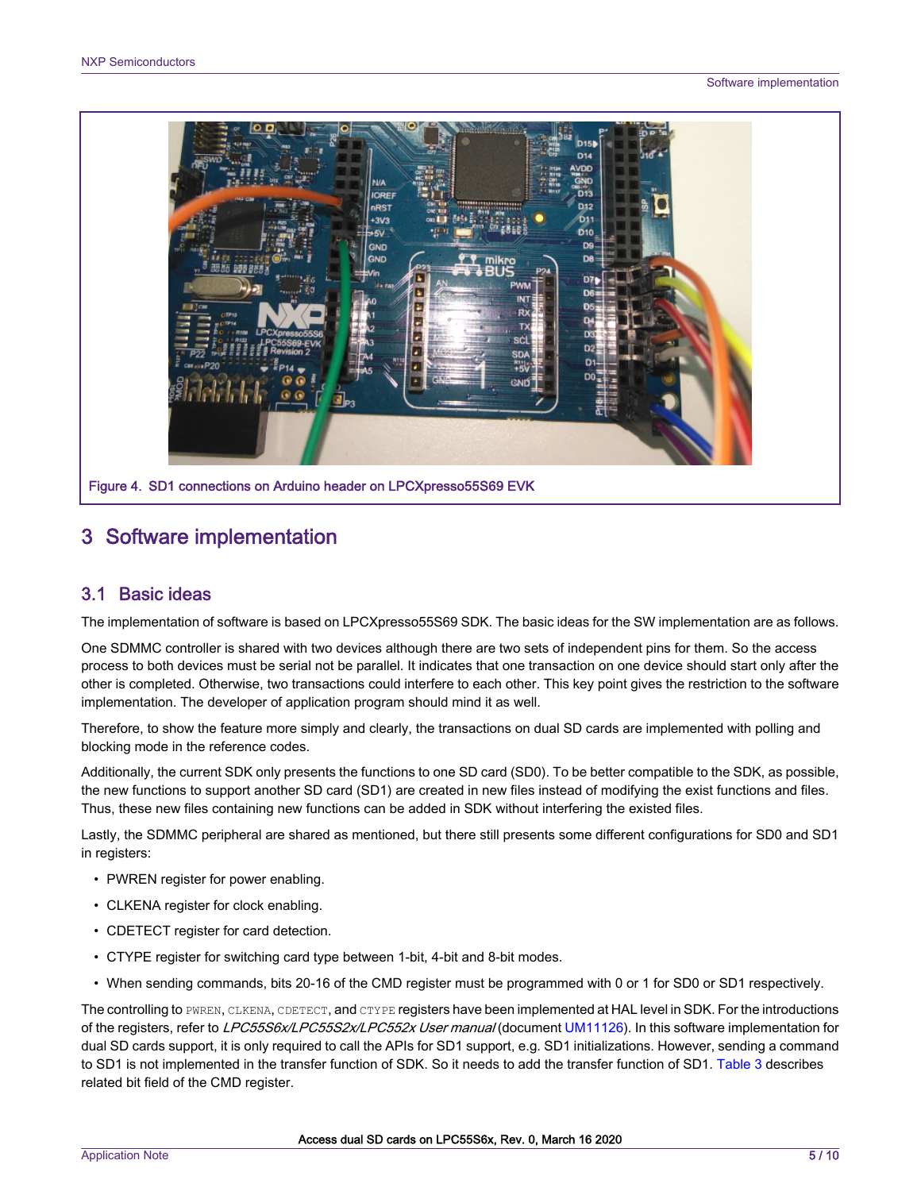Figure 4. SD1 connections on Arduino header on LPCXpresso55S69 EVK

## 3 Software implementation

### 3.1 Basic ideas

The implementation of software is based on LPCXpresso55S69 SDK. The basic ideas for the SW implementation are as follows.

One SDMMC controller is shared with two devices although there are two sets of independent pins for them. So the access process to both devices must be serial not be parallel. It indicates that one transaction on one device should start only after the other is completed. Otherwise, two transactions could interfere to each other. This key point gives the restriction to the software implementation. The developer of application program should mind it as well.

Therefore, to show the feature more simply and clearly, the transactions on dual SD cards are implemented with polling and blocking mode in the reference codes.

Additionally, the current SDK only presents the functions to one SD card (SD0). To be better compatible to the SDK, as possible, the new functions to support another SD card (SD1) are created in new files instead of modifying the exist functions and files. Thus, these new files containing new functions can be added in SDK without interfering the existed files.

Lastly, the SDMMC peripheral are shared as mentioned, but there still presents some different configurations for SD0 and SD1 in registers:

- PWREN register for power enabling.
- CLKENA register for clock enabling.
- CDETECT register for card detection.
- CTYPE register for switching card type between 1-bit, 4-bit and 8-bit modes.
- When sending commands, bits 20-16 of the CMD register must be programmed with 0 or 1 for SD0 or SD1 respectively.

The controlling to `PWREN`, `CLKENA`, `CDETECT`, and `CTYPE` registers have been implemented at HAL level in SDK. For the introductions of the registers, refer to *LPC55S6x/LPC55S2x/LPC552x User manual* (document UM11126). In this software implementation for dual SD cards support, it is only required to call the APIs for SD1 support, e.g. SD1 initializations. However, sending a command to SD1 is not implemented in the transfer function of SDK. So it needs to add the transfer function of SD1. Table 3 describes related bit field of the CMD register.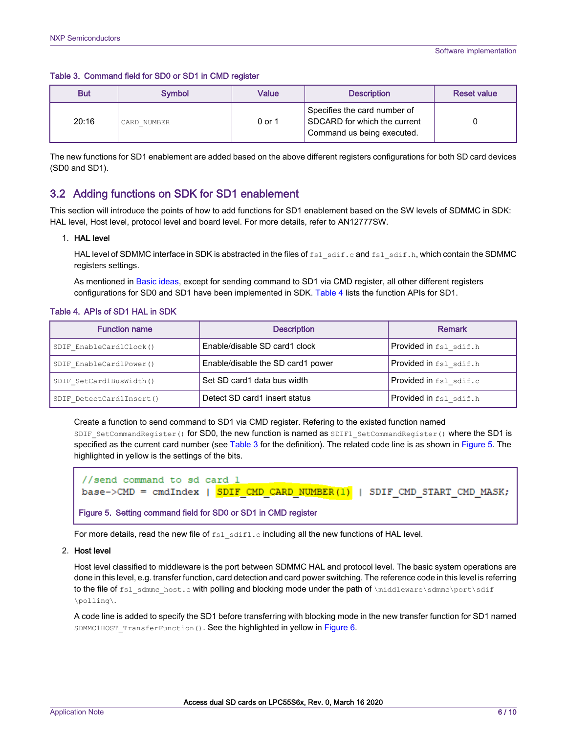Table 3. Command field for SD0 or SD1 in CMD register

| But | Symbol | Value | Description | Reset value |
|---|---|---|---|---|
| 20:16 | CARD_NUMBER | 0 or 1 | Specifies the card number of SDCARD for which the current Command us being executed. | 0 |

The new functions for SD1 enablement are added based on the above different registers configurations for both SD card devices (SD0 and SD1).

## 3.2 Adding functions on SDK for SD1 enablement

This section will introduce the points of how to add functions for SD1 enablement based on the SW levels of SDMMC in SDK: HAL level, Host level, protocol level and board level. For more details, refer to AN12777SW.

1. **HAL level**

   HAL level of SDMMC interface in SDK is abstracted in the files of `fsl_sdif.c` and `fsl_sdif.h`, which contain the SDMMC registers settings.

   As mentioned in Basic ideas, except for sending command to SD1 via CMD register, all other different registers configurations for SD0 and SD1 have been implemented in SDK. Table 4 lists the function APIs for SD1.

Table 4. APIs of SD1 HAL in SDK

| Function name | Description | Remark |
|---|---|---|
| SDIF_EnableCard1Clock() | Enable/disable SD card1 clock | Provided in fsl_sdif.h |
| SDIF_EnableCard1Power() | Enable/disable the SD card1 power | Provided in fsl_sdif.h |
| SDIF_SetCard1BusWidth() | Set SD card1 data bus width | Provided in fsl_sdif.c |
| SDIF_DetectCard1Insert() | Detect SD card1 insert status | Provided in fsl_sdif.h |

   Create a function to send command to SD1 via CMD register. Refering to the existed function named `SDIF_SetCommandRegister()` for SD0, the new function is named as `SDIF1_SetCommandRegister()` where the SD1 is specified as the current card number (see Table 3 for the definition). The related code line is as shown in Figure 5. The highlighted in yellow is the settings of the bits.

```
//send command to sd card 1
base->CMD = cmdIndex | SDIF_CMD_CARD_NUMBER(1) | SDIF_CMD_START_CMD_MASK;
```

Figure 5. Setting command field for SD0 or SD1 in CMD register

   For more details, read the new file of `fsl_sdif1.c` including all the new functions of HAL level.

2. **Host level**

   Host level classified to middleware is the port between SDMMC HAL and protocol level. The basic system operations are done in this level, e.g. transfer function, card detection and card power switching. The reference code in this level is referring to the file of `fsl_sdmmc_host.c` with polling and blocking mode under the path of `\middleware\sdmmc\port\sdif\polling\`.

   A code line is added to specify the SD1 before transferring with blocking mode in the new transfer function for SD1 named `SDMMC1HOST_TransferFunction()`. See the highlighted in yellow in Figure 6.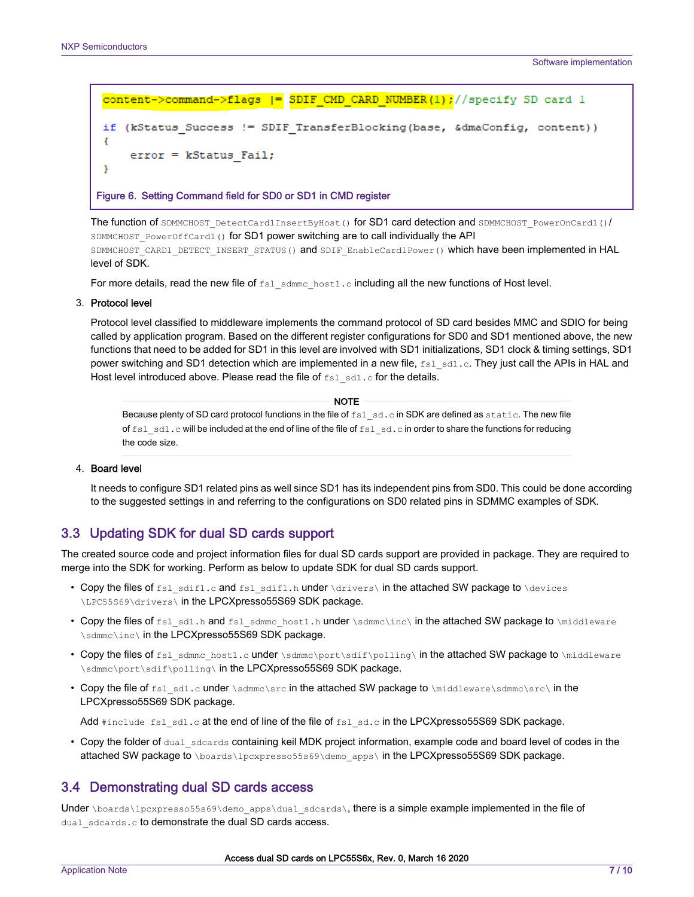```
content->command->flags |= SDIF_CMD_CARD_NUMBER(1);//specify SD card 1

if (kStatus_Success != SDIF_TransferBlocking(base, &dmaConfig, content))
{
    error = kStatus_Fail;
}
```

Figure 6. Setting Command field for SD0 or SD1 in CMD register

The function of `SDMMCHOST_DetectCard1InsertByHost()` for SD1 card detection and `SDMMCHOST_PowerOnCard1()`/ `SDMMCHOST_PowerOffCard1()` for SD1 power switching are to call individually the API `SDMMCHOST_CARD1_DETECT_INSERT_STATUS()` and `SDIF_EnableCard1Power()` which have been implemented in HAL level of SDK.

For more details, read the new file of `fsl_sdmmc_host1.c` including all the new functions of Host level.

3. **Protocol level**

   Protocol level classified to middleware implements the command protocol of SD card besides MMC and SDIO for being called by application program. Based on the different register configurations for SD0 and SD1 mentioned above, the new functions that need to be added for SD1 in this level are involved with SD1 initializations, SD1 clock & timing settings, SD1 power switching and SD1 detection which are implemented in a new file, `fsl_sd1.c`. They just call the APIs in HAL and Host level introduced above. Please read the file of `fsl_sd1.c` for the details.

   **NOTE**

   Because plenty of SD card protocol functions in the file of `fsl_sd.c` in SDK are defined as `static`. The new file of `fsl_sd1.c` will be included at the end of line of the file of `fsl_sd.c` in order to share the functions for reducing the code size.

4. **Board level**

   It needs to configure SD1 related pins as well since SD1 has its independent pins from SD0. This could be done according to the suggested settings in and referring to the configurations on SD0 related pins in SDMMC examples of SDK.

## 3.3 Updating SDK for dual SD cards support

The created source code and project information files for dual SD cards support are provided in package. They are required to merge into the SDK for working. Perform as below to update SDK for dual SD cards support.

- Copy the files of `fsl_sdif1.c` and `fsl_sdif1.h` under `\drivers\` in the attached SW package to `\devices\LPC55S69\drivers\` in the LPCXpresso55S69 SDK package.
- Copy the files of `fsl_sd1.h` and `fsl_sdmmc_host1.h` under `\sdmmc\inc\` in the attached SW package to `\middleware\sdmmc\inc\` in the LPCXpresso55S69 SDK package.
- Copy the files of `fsl_sdmmc_host1.c` under `\sdmmc\port\sdif\polling\` in the attached SW package to `\middleware\sdmmc\port\sdif\polling\` in the LPCXpresso55S69 SDK package.
- Copy the file of `fsl_sd1.c` under `\sdmmc\src` in the attached SW package to `\middleware\sdmmc\src\` in the LPCXpresso55S69 SDK package.

  Add `#include fsl_sd1.c` at the end of line of the file of `fsl_sd.c` in the LPCXpresso55S69 SDK package.
- Copy the folder of `dual_sdcards` containing keil MDK project information, example code and board level of codes in the attached SW package to `\boards\lpcxpresso55s69\demo_apps\` in the LPCXpresso55S69 SDK package.

## 3.4 Demonstrating dual SD cards access

Under `\boards\lpcxpresso55s69\demo_apps\dual_sdcards\`, there is a simple example implemented in the file of `dual_sdcards.c` to demonstrate the dual SD cards access.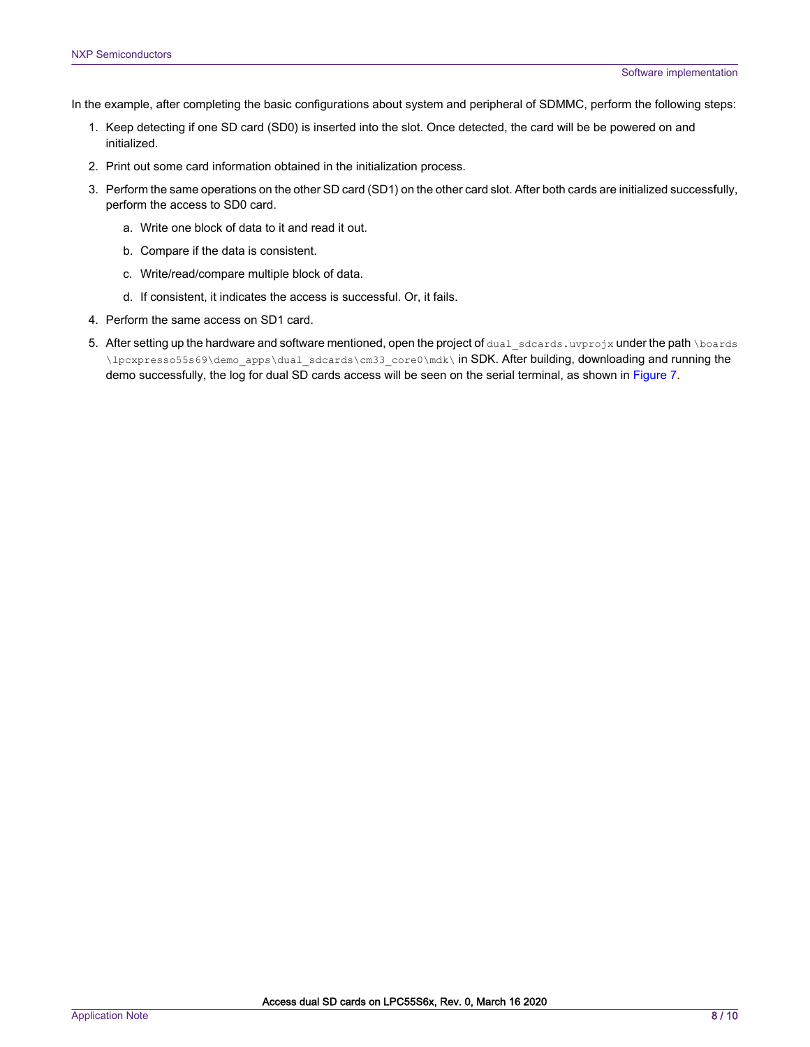In the example, after completing the basic configurations about system and peripheral of SDMMC, perform the following steps:

1. Keep detecting if one SD card (SD0) is inserted into the slot. Once detected, the card will be be powered on and initialized.
2. Print out some card information obtained in the initialization process.
3. Perform the same operations on the other SD card (SD1) on the other card slot. After both cards are initialized successfully, perform the access to SD0 card.
    a. Write one block of data to it and read it out.
    b. Compare if the data is consistent.
    c. Write/read/compare multiple block of data.
    d. If consistent, it indicates the access is successful. Or, it fails.
4. Perform the same access on SD1 card.
5. After setting up the hardware and software mentioned, open the project of `dual_sdcards.uvprojx` under the path `\boards\lpcxpresso55s69\demo_apps\dual_sdcards\cm33_core0\mdk\` in SDK. After building, downloading and running the demo successfully, the log for dual SD cards access will be seen on the serial terminal, as shown in Figure 7.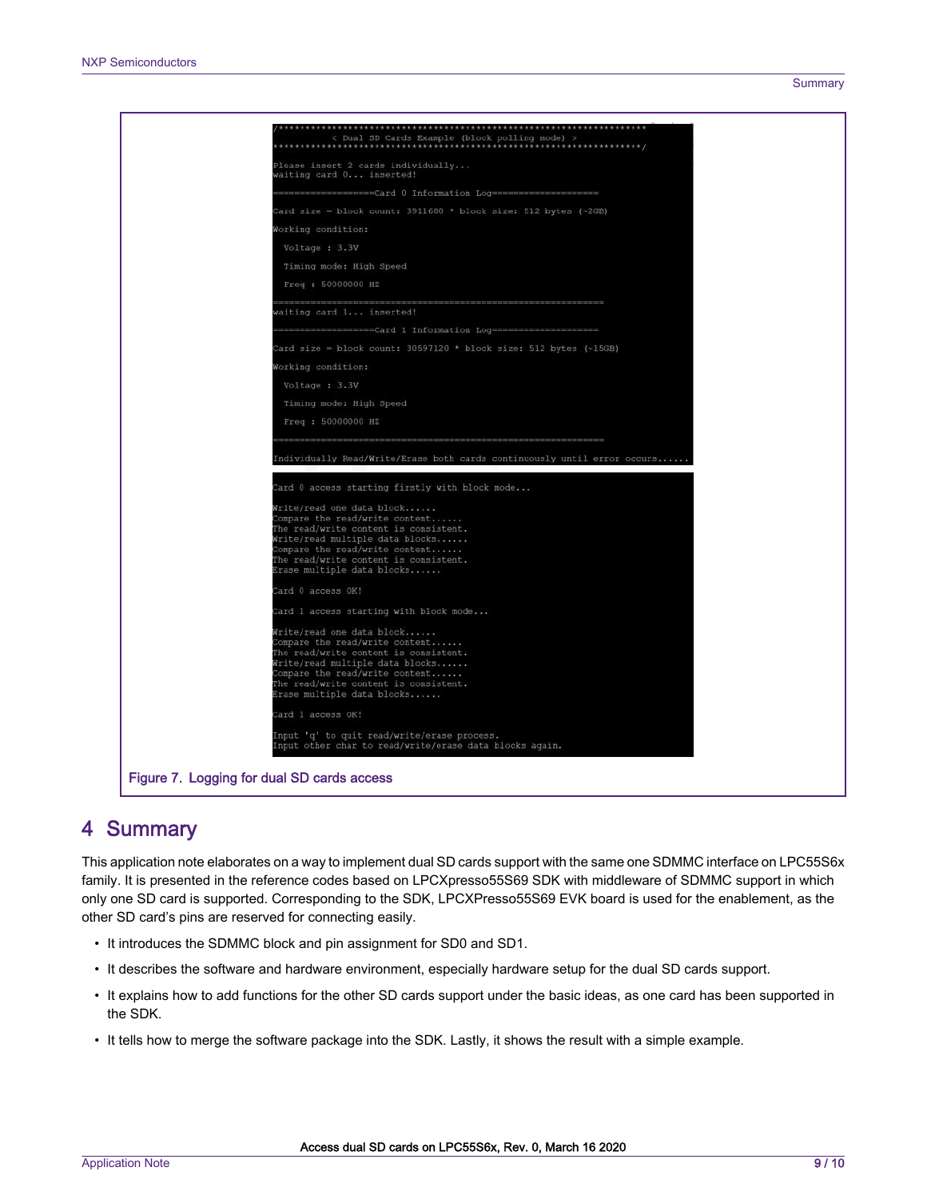```
/**********************************************************************
            < Dual SD Cards Example (block polling mode) >
**********************************************************************/

Please insert 2 cards individually...
waiting card 0... inserted!

==================Card 0 Information Log====================

Card size = block count: 3911680 * block size: 512 bytes (~2GB)

Working condition:

  Voltage : 3.3V

  Timing mode: High Speed

  Freq : 50000000 HZ

============================================================
waiting card 1... inserted!

==================Card 1 Information Log====================

Card size = block count: 30597120 * block size: 512 bytes (~15GB)

Working condition:

  Voltage : 3.3V

  Timing mode: High Speed

  Freq : 50000000 HZ

============================================================

Individually Read/Write/Erase both cards continuously until error occurs......
```

```
Card 0 access starting firstly with block mode...

Write/read one data block......
Compare the read/write content......
The read/write content is consistent.
Write/read multiple data blocks......
Compare the read/write content......
The read/write content is consistent.
Erase multiple data blocks......

Card 0 access OK!

Card 1 access starting with block mode...

Write/read one data block......
Compare the read/write content......
The read/write content is consistent.
Write/read multiple data blocks......
Compare the read/write content......
The read/write content is consistent.
Erase multiple data blocks......

Card 1 access OK!

Input 'q' to quit read/write/erase process.
Input other char to read/write/erase data blocks again.
```

Figure 7. Logging for dual SD cards access

## 4 Summary

This application note elaborates on a way to implement dual SD cards support with the same one SDMMC interface on LPC55S6x family. It is presented in the reference codes based on LPCXpresso55S69 SDK with middleware of SDMMC support in which only one SD card is supported. Corresponding to the SDK, LPCXPresso55S69 EVK board is used for the enablement, as the other SD card's pins are reserved for connecting easily.

- It introduces the SDMMC block and pin assignment for SD0 and SD1.
- It describes the software and hardware environment, especially hardware setup for the dual SD cards support.
- It explains how to add functions for the other SD cards support under the basic ideas, as one card has been supported in the SDK.
- It tells how to merge the software package into the SDK. Lastly, it shows the result with a simple example.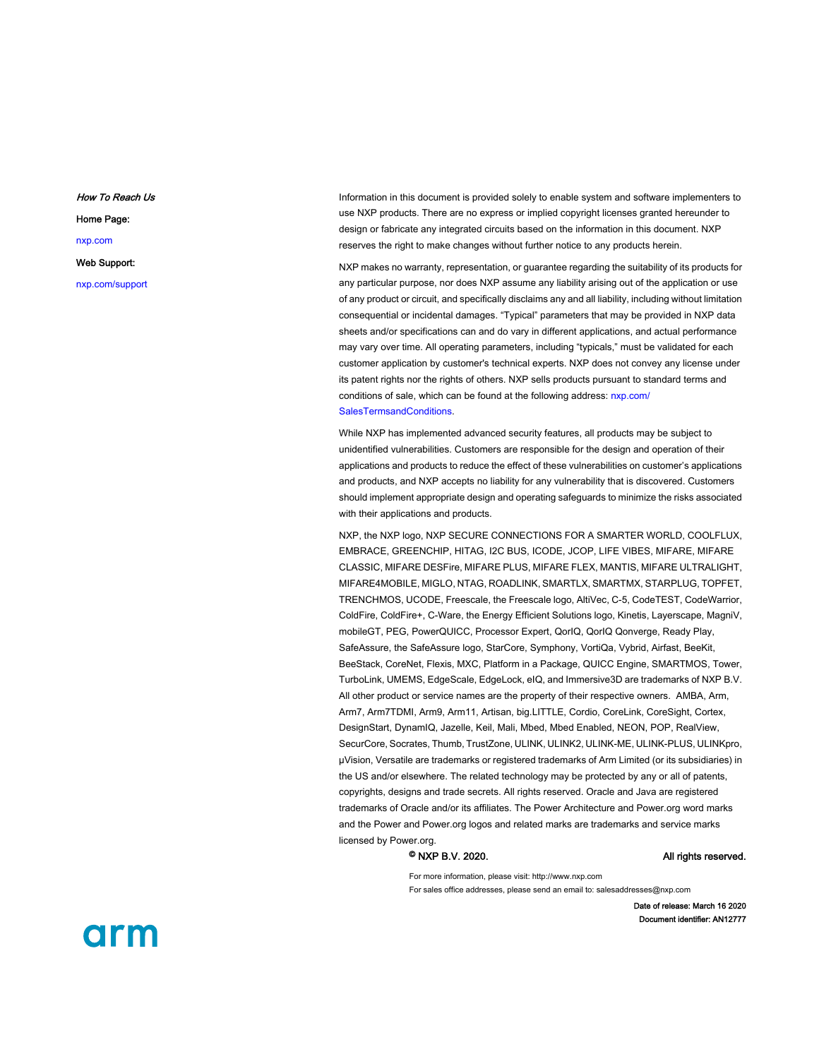*How To Reach Us*

**Home Page:**

nxp.com

**Web Support:**

nxp.com/support

Information in this document is provided solely to enable system and software implementers to use NXP products. There are no express or implied copyright licenses granted hereunder to design or fabricate any integrated circuits based on the information in this document. NXP reserves the right to make changes without further notice to any products herein.

NXP makes no warranty, representation, or guarantee regarding the suitability of its products for any particular purpose, nor does NXP assume any liability arising out of the application or use of any product or circuit, and specifically disclaims any and all liability, including without limitation consequential or incidental damages. "Typical" parameters that may be provided in NXP data sheets and/or specifications can and do vary in different applications, and actual performance may vary over time. All operating parameters, including "typicals," must be validated for each customer application by customer's technical experts. NXP does not convey any license under its patent rights nor the rights of others. NXP sells products pursuant to standard terms and conditions of sale, which can be found at the following address: nxp.com/SalesTermsandConditions.

While NXP has implemented advanced security features, all products may be subject to unidentified vulnerabilities. Customers are responsible for the design and operation of their applications and products to reduce the effect of these vulnerabilities on customer's applications and products, and NXP accepts no liability for any vulnerability that is discovered. Customers should implement appropriate design and operating safeguards to minimize the risks associated with their applications and products.

NXP, the NXP logo, NXP SECURE CONNECTIONS FOR A SMARTER WORLD, COOLFLUX, EMBRACE, GREENCHIP, HITAG, I2C BUS, ICODE, JCOP, LIFE VIBES, MIFARE, MIFARE CLASSIC, MIFARE DESFire, MIFARE PLUS, MIFARE FLEX, MANTIS, MIFARE ULTRALIGHT, MIFARE4MOBILE, MIGLO, NTAG, ROADLINK, SMARTLX, SMARTMX, STARPLUG, TOPFET, TRENCHMOS, UCODE, Freescale, the Freescale logo, AltiVec, C-5, CodeTEST, CodeWarrior, ColdFire, ColdFire+, C-Ware, the Energy Efficient Solutions logo, Kinetis, Layerscape, MagniV, mobileGT, PEG, PowerQUICC, Processor Expert, QorIQ, QorIQ Qonverge, Ready Play, SafeAssure, the SafeAssure logo, StarCore, Symphony, VortiQa, Vybrid, Airfast, BeeKit, BeeStack, CoreNet, Flexis, MXC, Platform in a Package, QUICC Engine, SMARTMOS, Tower, TurboLink, UMEMS, EdgeScale, EdgeLock, eIQ, and Immersive3D are trademarks of NXP B.V. All other product or service names are the property of their respective owners. AMBA, Arm, Arm7, Arm7TDMI, Arm9, Arm11, Artisan, big.LITTLE, Cordio, CoreLink, CoreSight, Cortex, DesignStart, DynamIQ, Jazelle, Keil, Mali, Mbed, Mbed Enabled, NEON, POP, RealView, SecurCore, Socrates, Thumb, TrustZone, ULINK, ULINK2, ULINK-ME, ULINK-PLUS, ULINKpro, μVision, Versatile are trademarks or registered trademarks of Arm Limited (or its subsidiaries) in the US and/or elsewhere. The related technology may be protected by any or all of patents, copyrights, designs and trade secrets. All rights reserved. Oracle and Java are registered trademarks of Oracle and/or its affiliates. The Power Architecture and Power.org word marks and the Power and Power.org logos and related marks are trademarks and service marks licensed by Power.org.

**© NXP B.V. 2020.** **All rights reserved.**

For more information, please visit: http://www.nxp.com

For sales office addresses, please send an email to: salesaddresses@nxp.com

**Date of release: March 16 2020**

**Document identifier: AN12777**